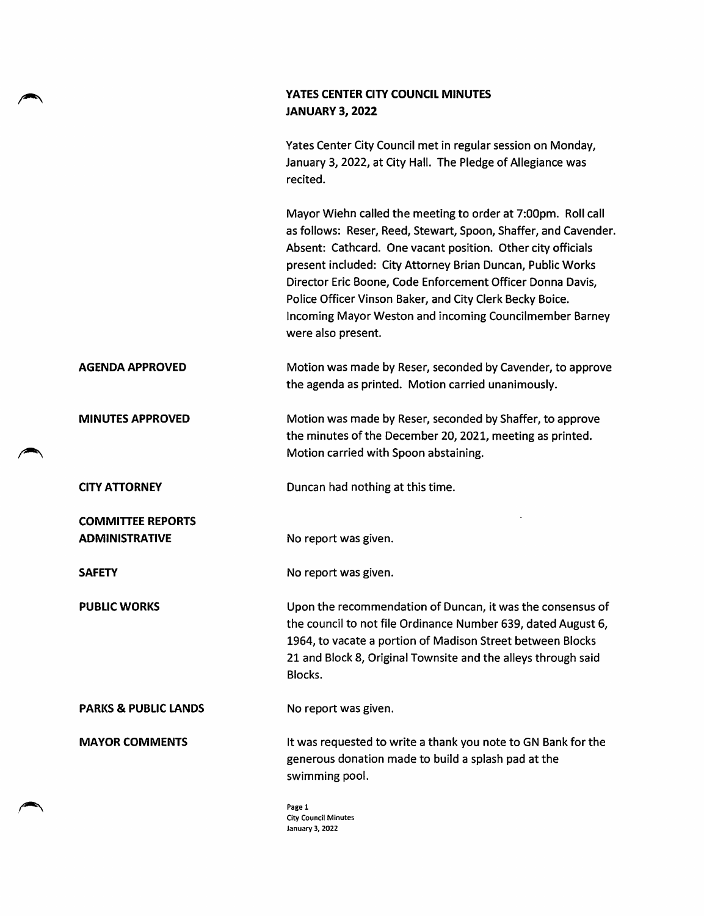# YATES CENTER CITY COUNCIL MINUTES
## JANUARY 3, 2022

Yates Center City Council met in regular session on Monday, January 3, 2022, at City Hall. The Pledge of Allegiance was recited.

Mayor Wiehn called the meeting to order at 7:00pm. Roll call as follows: Reser, Reed, Stewart, Spoon, Shaffer, and Cavender. Absent: Cathcard. One vacant position. Other city officials present included: City Attorney Brian Duncan, Public Works Director Eric Boone, Code Enforcement Officer Donna Davis, Police Officer Vinson Baker, and City Clerk Becky Boice. Incoming Mayor Weston and incoming Councilmember Barney were also present.

**AGENDA APPROVED**

Motion was made by Reser, seconded by Cavender, to approve the agenda as printed. Motion carried unanimously.

**MINUTES APPROVED**

Motion was made by Reser, seconded by Shaffer, to approve the minutes of the December 20, 2021, meeting as printed. Motion carried with Spoon abstaining.

**CITY ATTORNEY**

Duncan had nothing at this time.

**COMMITTEE REPORTS**

**ADMINISTRATIVE**

No report was given.

**SAFETY**

No report was given.

**PUBLIC WORKS**

Upon the recommendation of Duncan, it was the consensus of the council to not file Ordinance Number 639, dated August 6, 1964, to vacate a portion of Madison Street between Blocks 21 and Block 8, Original Townsite and the alleys through said Blocks.

**PARKS & PUBLIC LANDS**

No report was given.

**MAYOR COMMENTS**

It was requested to write a thank you note to GN Bank for the generous donation made to build a splash pad at the swimming pool.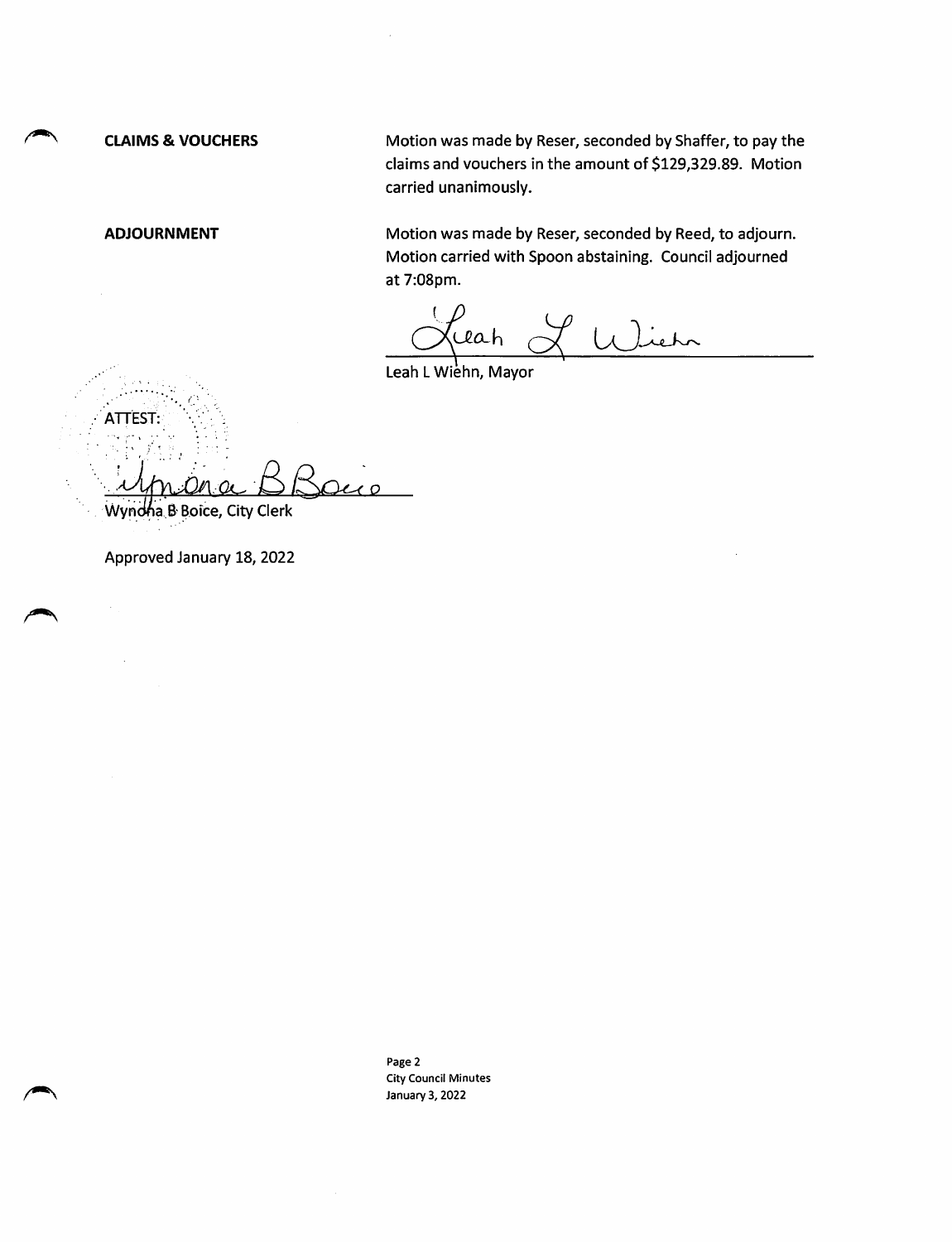**CLAIMS & VOUCHERS**

Motion was made by Reser, seconded by Shaffer, to pay the claims and vouchers in the amount of $129,329.89. Motion carried unanimously.

**ADJOURNMENT**

Motion was made by Reser, seconded by Reed, to adjourn. Motion carried with Spoon abstaining. Council adjourned at 7:08pm.

Leah L Wiehn, Mayor

ATTEST:

Wynona B Boice, City Clerk

Approved January 18, 2022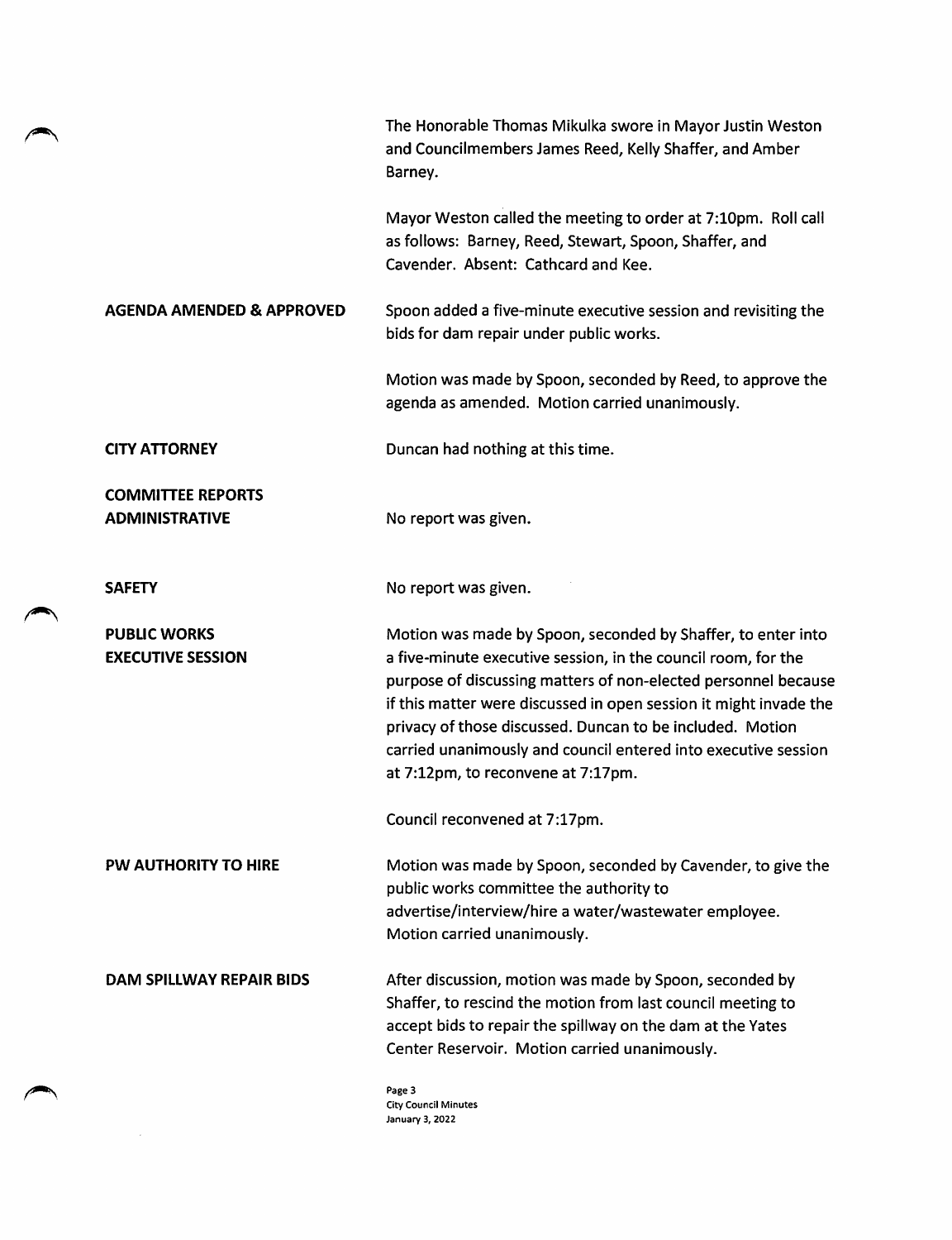The Honorable Thomas Mikulka swore in Mayor Justin Weston and Councilmembers James Reed, Kelly Shaffer, and Amber Barney.

Mayor Weston called the meeting to order at 7:10pm. Roll call as follows: Barney, Reed, Stewart, Spoon, Shaffer, and Cavender. Absent: Cathcard and Kee.

**AGENDA AMENDED & APPROVED**

Spoon added a five-minute executive session and revisiting the bids for dam repair under public works.

Motion was made by Spoon, seconded by Reed, to approve the agenda as amended. Motion carried unanimously.

**CITY ATTORNEY**

Duncan had nothing at this time.

**COMMITTEE REPORTS**

**ADMINISTRATIVE**

No report was given.

**SAFETY**

No report was given.

**PUBLIC WORKS**

**EXECUTIVE SESSION**

Motion was made by Spoon, seconded by Shaffer, to enter into a five-minute executive session, in the council room, for the purpose of discussing matters of non-elected personnel because if this matter were discussed in open session it might invade the privacy of those discussed. Duncan to be included. Motion carried unanimously and council entered into executive session at 7:12pm, to reconvene at 7:17pm.

Council reconvened at 7:17pm.

**PW AUTHORITY TO HIRE**

Motion was made by Spoon, seconded by Cavender, to give the public works committee the authority to advertise/interview/hire a water/wastewater employee. Motion carried unanimously.

**DAM SPILLWAY REPAIR BIDS**

After discussion, motion was made by Spoon, seconded by Shaffer, to rescind the motion from last council meeting to accept bids to repair the spillway on the dam at the Yates Center Reservoir. Motion carried unanimously.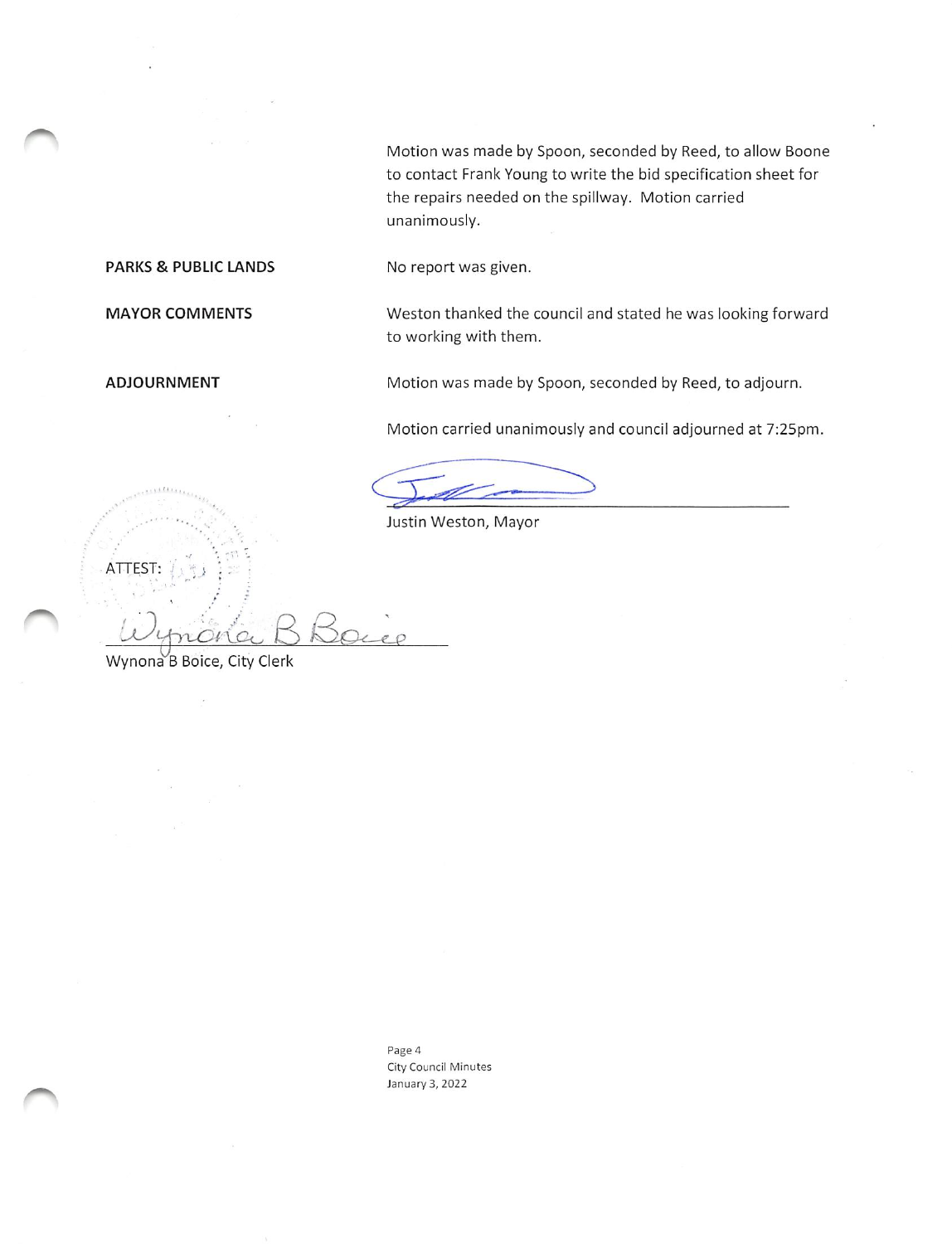Motion was made by Spoon, seconded by Reed, to allow Boone to contact Frank Young to write the bid specification sheet for the repairs needed on the spillway. Motion carried unanimously.

**PARKS & PUBLIC LANDS**

No report was given.

**MAYOR COMMENTS**

Weston thanked the council and stated he was looking forward to working with them.

**ADJOURNMENT**

Motion was made by Spoon, seconded by Reed, to adjourn.

Motion carried unanimously and council adjourned at 7:25pm.

Justin Weston, Mayor

ATTEST:

Wynona B Boice, City Clerk